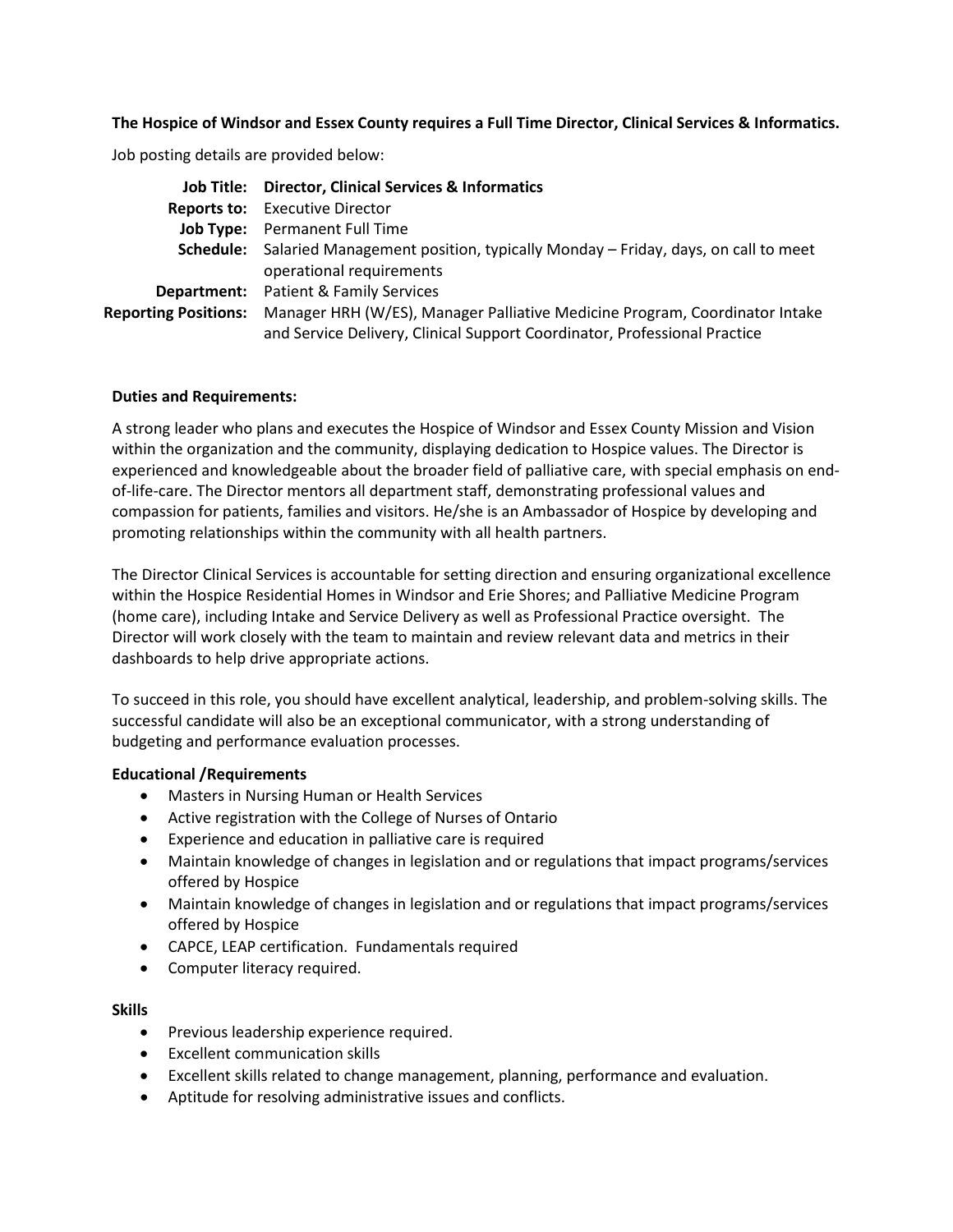**The Hospice of Windsor and Essex County requires a Full Time Director, Clinical Services & Informatics.**

Job posting details are provided below:

| | |
|---|---|
| **Job Title:** | **Director, Clinical Services & Informatics** |
| **Reports to:** | Executive Director |
| **Job Type:** | Permanent Full Time |
| **Schedule:** | Salaried Management position, typically Monday – Friday, days, on call to meet operational requirements |
| **Department:** | Patient & Family Services |
| **Reporting Positions:** | Manager HRH (W/ES), Manager Palliative Medicine Program, Coordinator Intake and Service Delivery, Clinical Support Coordinator, Professional Practice |

**Duties and Requirements:**

A strong leader who plans and executes the Hospice of Windsor and Essex County Mission and Vision within the organization and the community, displaying dedication to Hospice values. The Director is experienced and knowledgeable about the broader field of palliative care, with special emphasis on end-of-life-care. The Director mentors all department staff, demonstrating professional values and compassion for patients, families and visitors. He/she is an Ambassador of Hospice by developing and promoting relationships within the community with all health partners.

The Director Clinical Services is accountable for setting direction and ensuring organizational excellence within the Hospice Residential Homes in Windsor and Erie Shores; and Palliative Medicine Program (home care), including Intake and Service Delivery as well as Professional Practice oversight. The Director will work closely with the team to maintain and review relevant data and metrics in their dashboards to help drive appropriate actions.

To succeed in this role, you should have excellent analytical, leadership, and problem-solving skills. The successful candidate will also be an exceptional communicator, with a strong understanding of budgeting and performance evaluation processes.

**Educational /Requirements**

- Masters in Nursing Human or Health Services
- Active registration with the College of Nurses of Ontario
- Experience and education in palliative care is required
- Maintain knowledge of changes in legislation and or regulations that impact programs/services offered by Hospice
- Maintain knowledge of changes in legislation and or regulations that impact programs/services offered by Hospice
- CAPCE, LEAP certification. Fundamentals required
- Computer literacy required.

**Skills**

- Previous leadership experience required.
- Excellent communication skills
- Excellent skills related to change management, planning, performance and evaluation.
- Aptitude for resolving administrative issues and conflicts.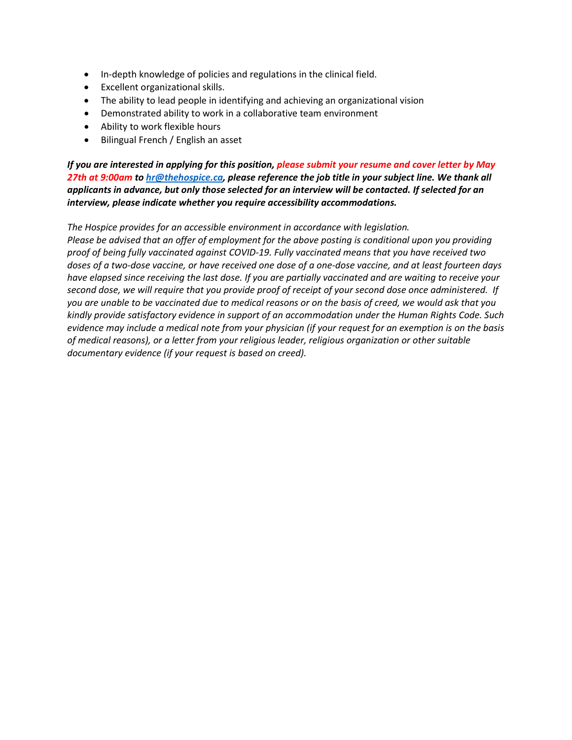- In-depth knowledge of policies and regulations in the clinical field.
- Excellent organizational skills.
- The ability to lead people in identifying and achieving an organizational vision
- Demonstrated ability to work in a collaborative team environment
- Ability to work flexible hours
- Bilingual French / English an asset

***If you are interested in applying for this position, please submit your resume and cover letter by May 27th at 9:00am to [hr@thehospice.ca](mailto:hr@thehospice.ca), please reference the job title in your subject line. We thank all applicants in advance, but only those selected for an interview will be contacted. If selected for an interview, please indicate whether you require accessibility accommodations.***

*The Hospice provides for an accessible environment in accordance with legislation.*
*Please be advised that an offer of employment for the above posting is conditional upon you providing proof of being fully vaccinated against COVID-19. Fully vaccinated means that you have received two doses of a two-dose vaccine, or have received one dose of a one-dose vaccine, and at least fourteen days have elapsed since receiving the last dose. If you are partially vaccinated and are waiting to receive your second dose, we will require that you provide proof of receipt of your second dose once administered. If you are unable to be vaccinated due to medical reasons or on the basis of creed, we would ask that you kindly provide satisfactory evidence in support of an accommodation under the Human Rights Code. Such evidence may include a medical note from your physician (if your request for an exemption is on the basis of medical reasons), or a letter from your religious leader, religious organization or other suitable documentary evidence (if your request is based on creed).*